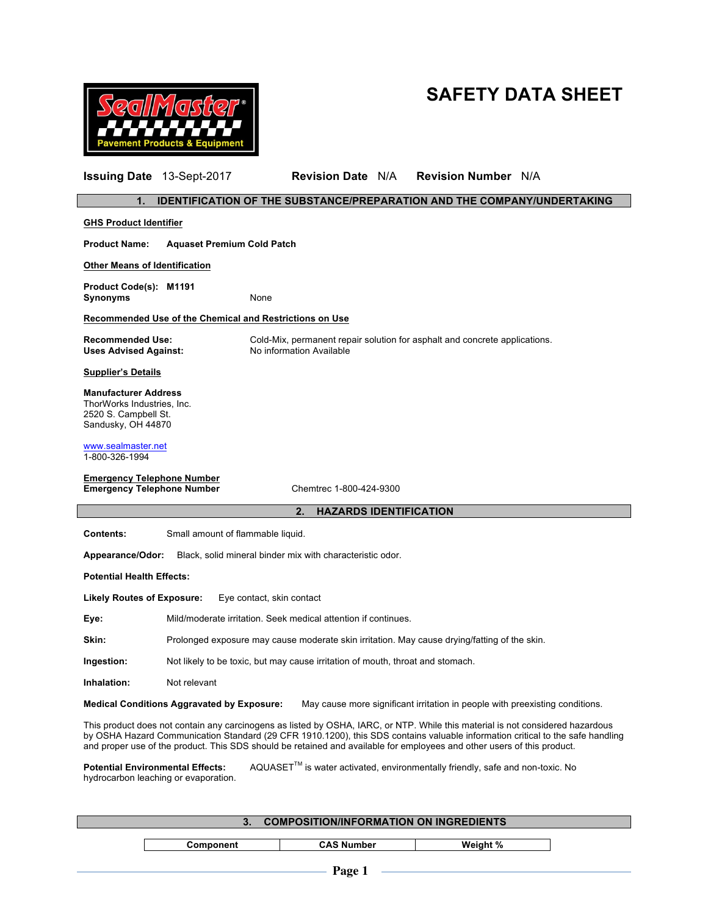# SAFETY DATA SHEET

**Issuing Date** 13-Sept-2017 **Revision Date** N/A **Revision Number** N/A

## 1. IDENTIFICATION OF THE SUBSTANCE/PREPARATION AND THE COMPANY/UNDERTAKING

**GHS Product Identifier**

**Product Name:** **Aquaset Premium Cold Patch**

**Other Means of Identification**

**Product Code(s):** **M1191**
**Synonyms** None

**Recommended Use of the Chemical and Restrictions on Use**

**Recommended Use:** Cold-Mix, permanent repair solution for asphalt and concrete applications.
**Uses Advised Against:** No information Available

**Supplier's Details**

**Manufacturer Address**
ThorWorks Industries, Inc.
2520 S. Campbell St.
Sandusky, OH 44870

www.sealmaster.net
1-800-326-1994

**Emergency Telephone Number**
**Emergency Telephone Number** Chemtrec 1-800-424-9300

## 2. HAZARDS IDENTIFICATION

**Contents:** Small amount of flammable liquid.

**Appearance/Odor:** Black, solid mineral binder mix with characteristic odor.

**Potential Health Effects:**

**Likely Routes of Exposure:** Eye contact, skin contact

**Eye:** Mild/moderate irritation. Seek medical attention if continues.

**Skin:** Prolonged exposure may cause moderate skin irritation. May cause drying/fatting of the skin.

**Ingestion:** Not likely to be toxic, but may cause irritation of mouth, throat and stomach.

**Inhalation:** Not relevant

**Medical Conditions Aggravated by Exposure:** May cause more significant irritation in people with preexisting conditions.

This product does not contain any carcinogens as listed by OSHA, IARC, or NTP. While this material is not considered hazardous by OSHA Hazard Communication Standard (29 CFR 1910.1200), this SDS contains valuable information critical to the safe handling and proper use of the product. This SDS should be retained and available for employees and other users of this product.

**Potential Environmental Effects:** AQUASET™ is water activated, environmentally friendly, safe and non-toxic. No hydrocarbon leaching or evaporation.

## 3. COMPOSITION/INFORMATION ON INGREDIENTS

| Component | CAS Number | Weight % |
|---|---|---|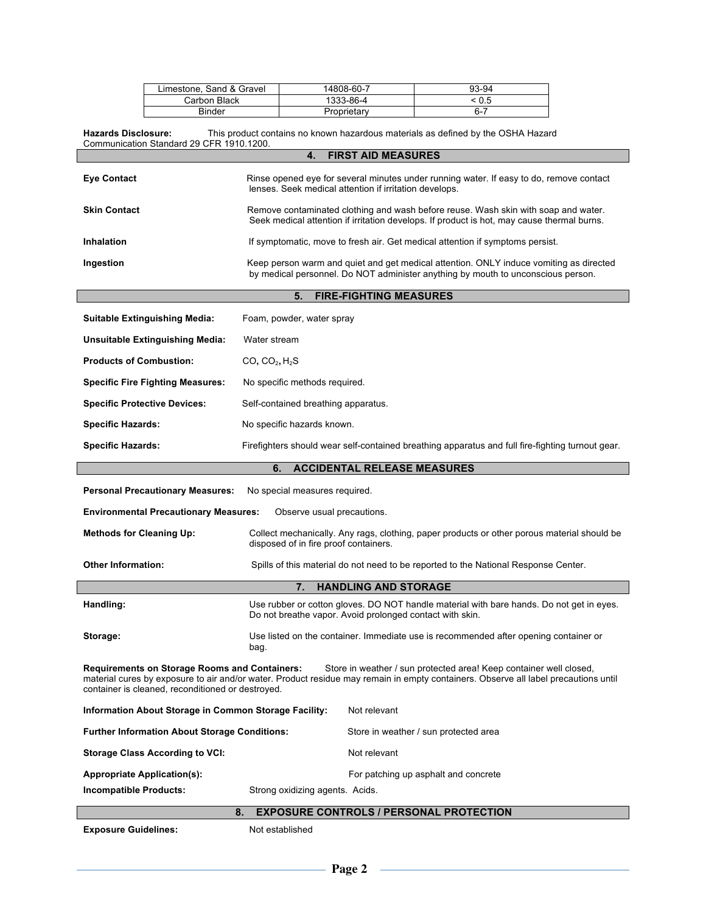| Limestone, Sand & Gravel | 14808-60-7 | 93-94 |
|---|---|---|
| Carbon Black | 1333-86-4 | < 0.5 |
| Binder | Proprietary | 6-7 |

**Hazards Disclosure:** This product contains no known hazardous materials as defined by the OSHA Hazard Communication Standard 29 CFR 1910.1200.

## 4. FIRST AID MEASURES

**Eye Contact** Rinse opened eye for several minutes under running water. If easy to do, remove contact lenses. Seek medical attention if irritation develops.

**Skin Contact** Remove contaminated clothing and wash before reuse. Wash skin with soap and water. Seek medical attention if irritation develops. If product is hot, may cause thermal burns.

**Inhalation** If symptomatic, move to fresh air. Get medical attention if symptoms persist.

**Ingestion** Keep person warm and quiet and get medical attention. ONLY induce vomiting as directed by medical personnel. Do NOT administer anything by mouth to unconscious person.

## 5. FIRE-FIGHTING MEASURES

**Suitable Extinguishing Media:** Foam, powder, water spray

**Unsuitable Extinguishing Media:** Water stream

**Products of Combustion:** CO, $CO_2$, $H_2S$

**Specific Fire Fighting Measures:** No specific methods required.

**Specific Protective Devices:** Self-contained breathing apparatus.

**Specific Hazards:** No specific hazards known.

**Specific Hazards:** Firefighters should wear self-contained breathing apparatus and full fire-fighting turnout gear.

## 6. ACCIDENTAL RELEASE MEASURES

**Personal Precautionary Measures:** No special measures required.

**Environmental Precautionary Measures:** Observe usual precautions.

**Methods for Cleaning Up:** Collect mechanically. Any rags, clothing, paper products or other porous material should be disposed of in fire proof containers.

**Other Information:** Spills of this material do not need to be reported to the National Response Center.

## 7. HANDLING AND STORAGE

**Handling:** Use rubber or cotton gloves. DO NOT handle material with bare hands. Do not get in eyes. Do not breathe vapor. Avoid prolonged contact with skin.

**Storage:** Use listed on the container. Immediate use is recommended after opening container or bag.

**Requirements on Storage Rooms and Containers:** Store in weather / sun protected area! Keep container well closed, material cures by exposure to air and/or water. Product residue may remain in empty containers. Observe all label precautions until container is cleaned, reconditioned or destroyed.

**Information About Storage in Common Storage Facility:** Not relevant

**Further Information About Storage Conditions:** Store in weather / sun protected area

**Storage Class According to VCI:** Not relevant

**Appropriate Application(s):** For patching up asphalt and concrete

**Incompatible Products:** Strong oxidizing agents. Acids.

## 8. EXPOSURE CONTROLS / PERSONAL PROTECTION

**Exposure Guidelines:** Not established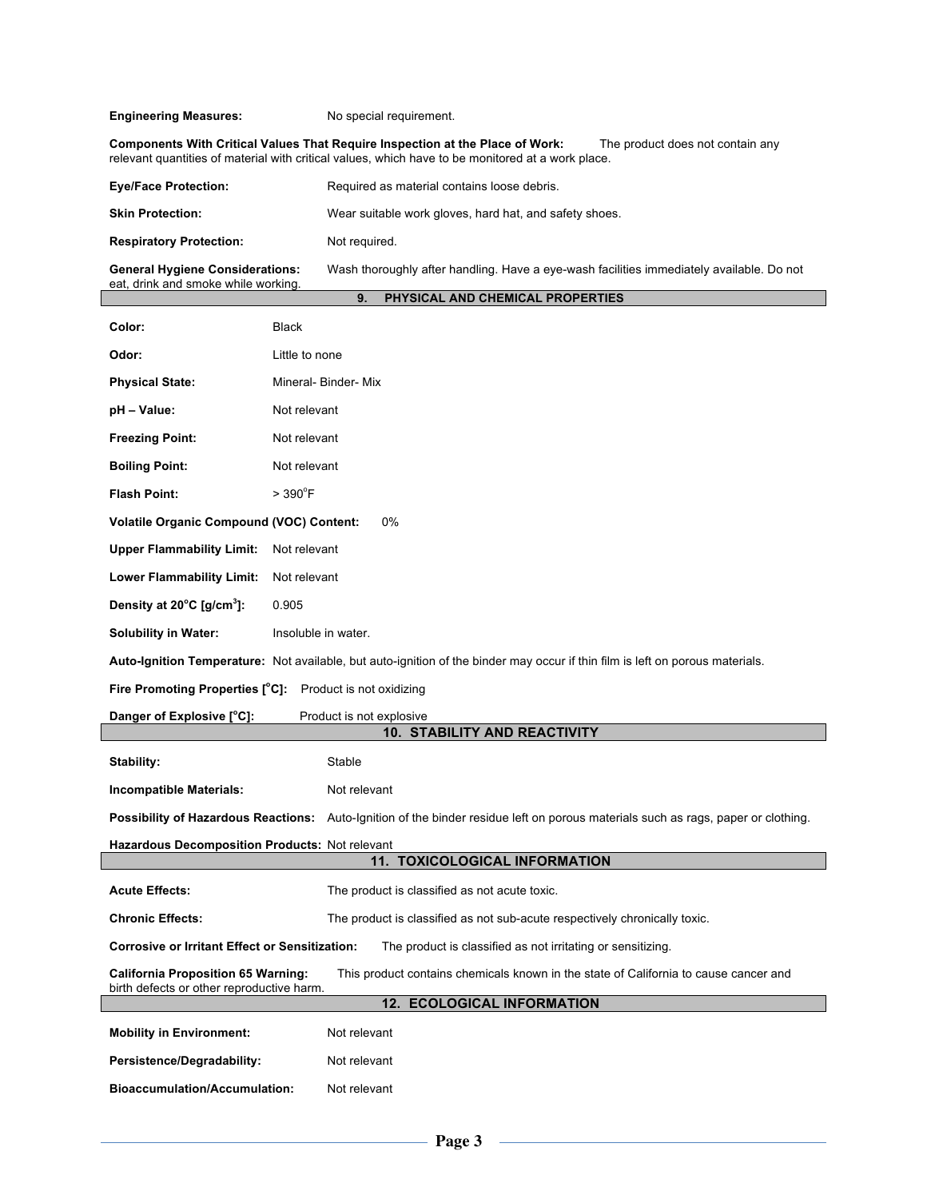**Engineering Measures:** No special requirement.

**Components With Critical Values That Require Inspection at the Place of Work:** The product does not contain any relevant quantities of material with critical values, which have to be monitored at a work place.

**Eye/Face Protection:** Required as material contains loose debris.

**Skin Protection:** Wear suitable work gloves, hard hat, and safety shoes.

**Respiratory Protection:** Not required.

**General Hygiene Considerations:** Wash thoroughly after handling. Have a eye-wash facilities immediately available. Do not eat, drink and smoke while working.

## 9. PHYSICAL AND CHEMICAL PROPERTIES

**Color:** Black

**Odor:** Little to none

**Physical State:** Mineral- Binder- Mix

**pH – Value:** Not relevant

**Freezing Point:** Not relevant

**Boiling Point:** Not relevant

**Flash Point:** > 390°F

**Volatile Organic Compound (VOC) Content:** 0%

**Upper Flammability Limit:** Not relevant

**Lower Flammability Limit:** Not relevant

**Density at 20°C [g/cm³]:** 0.905

**Solubility in Water:** Insoluble in water.

**Auto-Ignition Temperature:** Not available, but auto-ignition of the binder may occur if thin film is left on porous materials.

**Fire Promoting Properties [°C]:** Product is not oxidizing

**Danger of Explosive [°C]:** Product is not explosive

## 10. STABILITY AND REACTIVITY

**Stability:** Stable

**Incompatible Materials:** Not relevant

**Possibility of Hazardous Reactions:** Auto-Ignition of the binder residue left on porous materials such as rags, paper or clothing.

**Hazardous Decomposition Products:** Not relevant

## 11. TOXICOLOGICAL INFORMATION

**Acute Effects:** The product is classified as not acute toxic.

**Chronic Effects:** The product is classified as not sub-acute respectively chronically toxic.

**Corrosive or Irritant Effect or Sensitization:** The product is classified as not irritating or sensitizing.

**California Proposition 65 Warning:** This product contains chemicals known in the state of California to cause cancer and birth defects or other reproductive harm.

## 12. ECOLOGICAL INFORMATION

**Mobility in Environment:** Not relevant

**Persistence/Degradability:** Not relevant

**Bioaccumulation/Accumulation:** Not relevant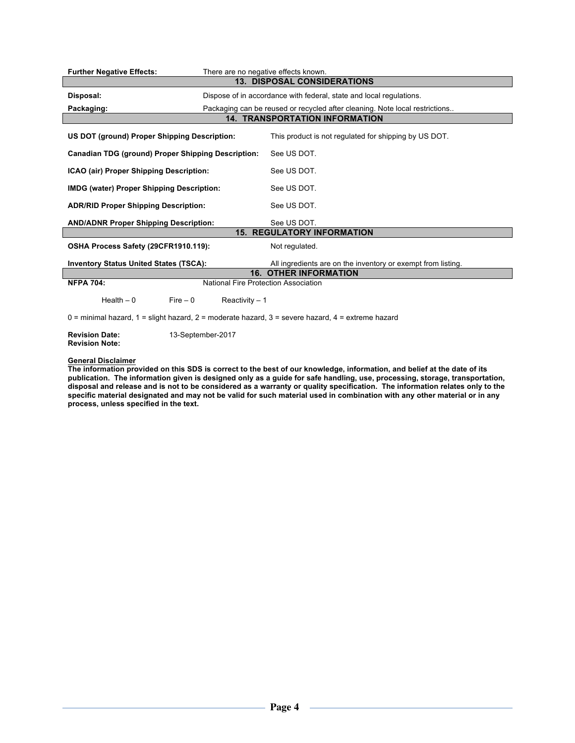**Further Negative Effects:** There are no negative effects known.

## 13. DISPOSAL CONSIDERATIONS

**Disposal:** Dispose of in accordance with federal, state and local regulations.

**Packaging:** Packaging can be reused or recycled after cleaning. Note local restrictions..

## 14. TRANSPORTATION INFORMATION

**US DOT (ground) Proper Shipping Description:** This product is not regulated for shipping by US DOT.

**Canadian TDG (ground) Proper Shipping Description:** See US DOT.

**ICAO (air) Proper Shipping Description:** See US DOT.

**IMDG (water) Proper Shipping Description:** See US DOT.

**ADR/RID Proper Shipping Description:** See US DOT.

**AND/ADNR Proper Shipping Description:** See US DOT.

## 15. REGULATORY INFORMATION

**OSHA Process Safety (29CFR1910.119):** Not regulated.

**Inventory Status United States (TSCA):** All ingredients are on the inventory or exempt from listing.

## 16. OTHER INFORMATION

**NFPA 704:** National Fire Protection Association

Health – 0 Fire – 0 Reactivity – 1

0 = minimal hazard, 1 = slight hazard, 2 = moderate hazard, 3 = severe hazard, 4 = extreme hazard

**Revision Date:** 13-September-2017
**Revision Note:**

**General Disclaimer**

**The information provided on this SDS is correct to the best of our knowledge, information, and belief at the date of its publication. The information given is designed only as a guide for safe handling, use, processing, storage, transportation, disposal and release and is not to be considered as a warranty or quality specification. The information relates only to the specific material designated and may not be valid for such material used in combination with any other material or in any process, unless specified in the text.**